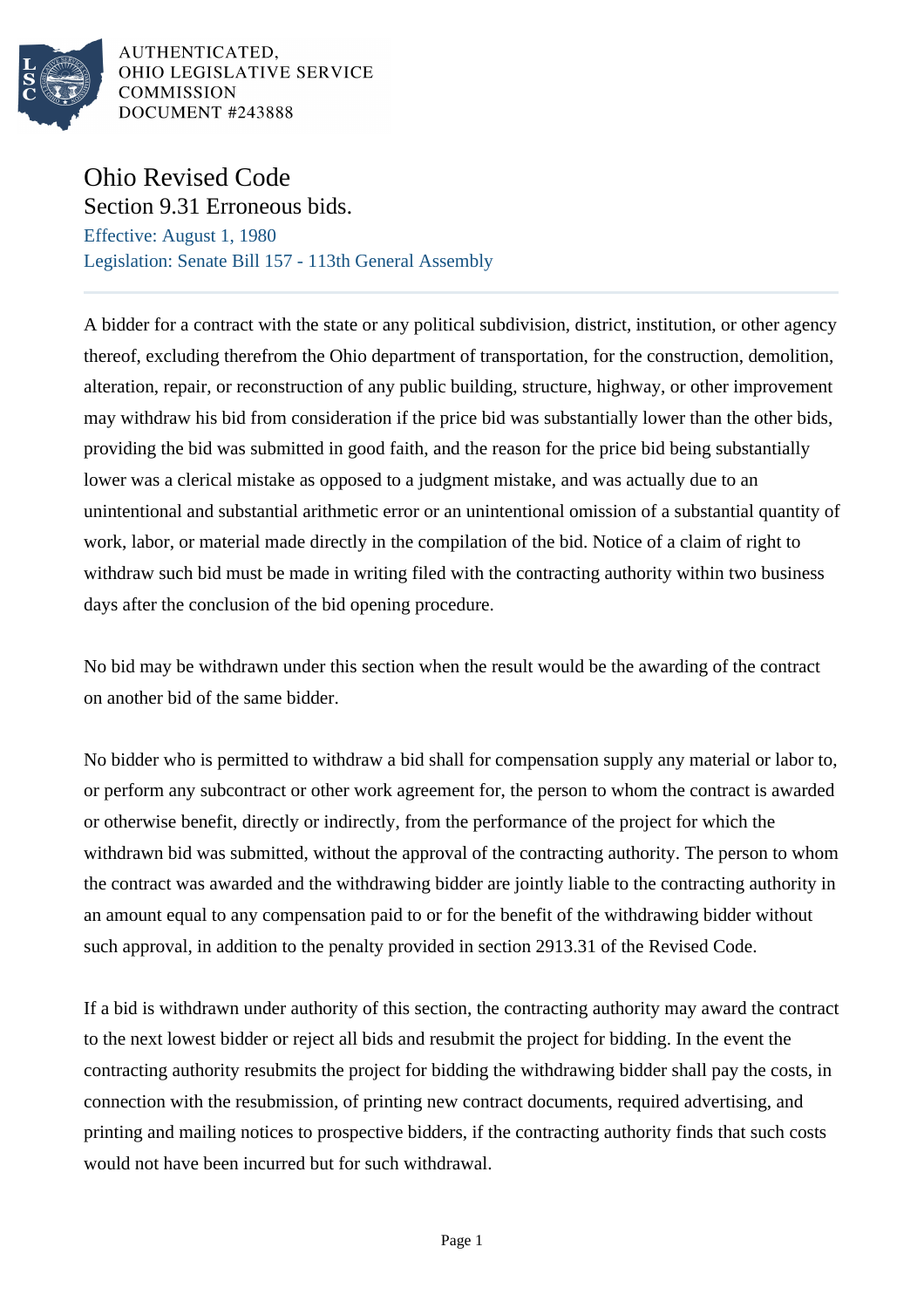AUTHENTICATED,
OHIO LEGISLATIVE SERVICE
COMMISSION
DOCUMENT #243888

# Ohio Revised Code

## Section 9.31 Erroneous bids.

Effective: August 1, 1980

Legislation: Senate Bill 157 - 113th General Assembly

---

A bidder for a contract with the state or any political subdivision, district, institution, or other agency thereof, excluding therefrom the Ohio department of transportation, for the construction, demolition, alteration, repair, or reconstruction of any public building, structure, highway, or other improvement may withdraw his bid from consideration if the price bid was substantially lower than the other bids, providing the bid was submitted in good faith, and the reason for the price bid being substantially lower was a clerical mistake as opposed to a judgment mistake, and was actually due to an unintentional and substantial arithmetic error or an unintentional omission of a substantial quantity of work, labor, or material made directly in the compilation of the bid. Notice of a claim of right to withdraw such bid must be made in writing filed with the contracting authority within two business days after the conclusion of the bid opening procedure.

No bid may be withdrawn under this section when the result would be the awarding of the contract on another bid of the same bidder.

No bidder who is permitted to withdraw a bid shall for compensation supply any material or labor to, or perform any subcontract or other work agreement for, the person to whom the contract is awarded or otherwise benefit, directly or indirectly, from the performance of the project for which the withdrawn bid was submitted, without the approval of the contracting authority. The person to whom the contract was awarded and the withdrawing bidder are jointly liable to the contracting authority in an amount equal to any compensation paid to or for the benefit of the withdrawing bidder without such approval, in addition to the penalty provided in section 2913.31 of the Revised Code.

If a bid is withdrawn under authority of this section, the contracting authority may award the contract to the next lowest bidder or reject all bids and resubmit the project for bidding. In the event the contracting authority resubmits the project for bidding the withdrawing bidder shall pay the costs, in connection with the resubmission, of printing new contract documents, required advertising, and printing and mailing notices to prospective bidders, if the contracting authority finds that such costs would not have been incurred but for such withdrawal.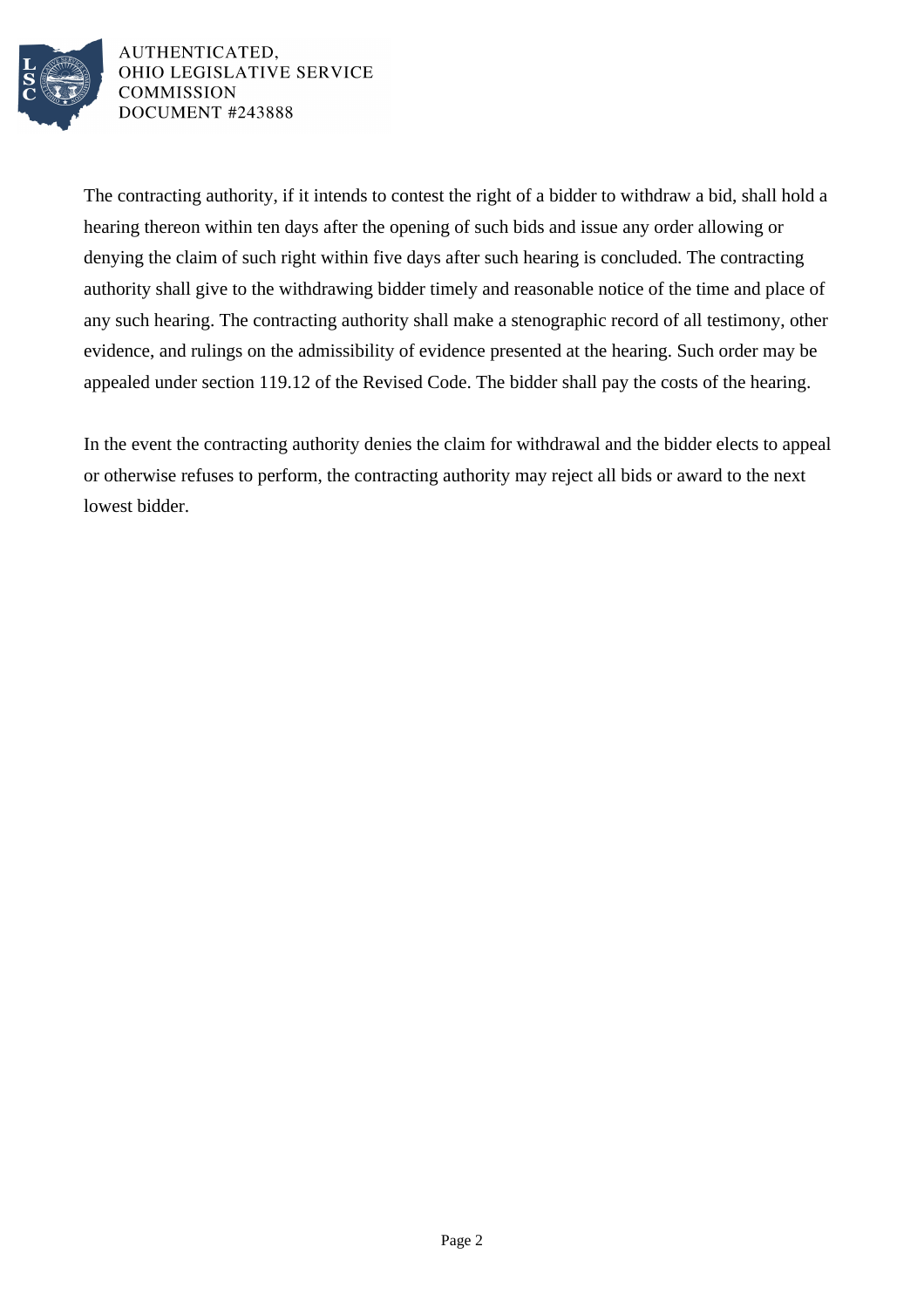The contracting authority, if it intends to contest the right of a bidder to withdraw a bid, shall hold a hearing thereon within ten days after the opening of such bids and issue any order allowing or denying the claim of such right within five days after such hearing is concluded. The contracting authority shall give to the withdrawing bidder timely and reasonable notice of the time and place of any such hearing. The contracting authority shall make a stenographic record of all testimony, other evidence, and rulings on the admissibility of evidence presented at the hearing. Such order may be appealed under section 119.12 of the Revised Code. The bidder shall pay the costs of the hearing.

In the event the contracting authority denies the claim for withdrawal and the bidder elects to appeal or otherwise refuses to perform, the contracting authority may reject all bids or award to the next lowest bidder.